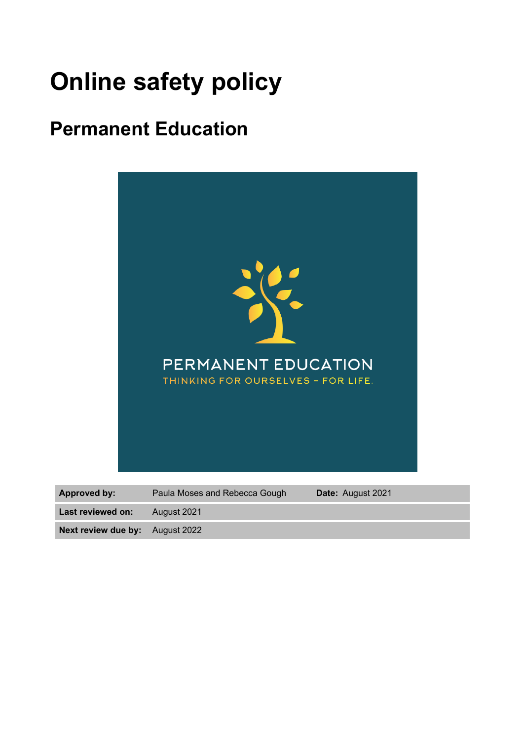# Online safety policy

## Permanent Education

PERMANENT EDUCATION

THINKING FOR OURSELVES – FOR LIFE.

| **Approved by:** | Paula Moses and Rebecca Gough | **Date:** August 2021 |
|---|---|---|
| **Last reviewed on:** | August 2021 | |
| **Next review due by:** | August 2022 | |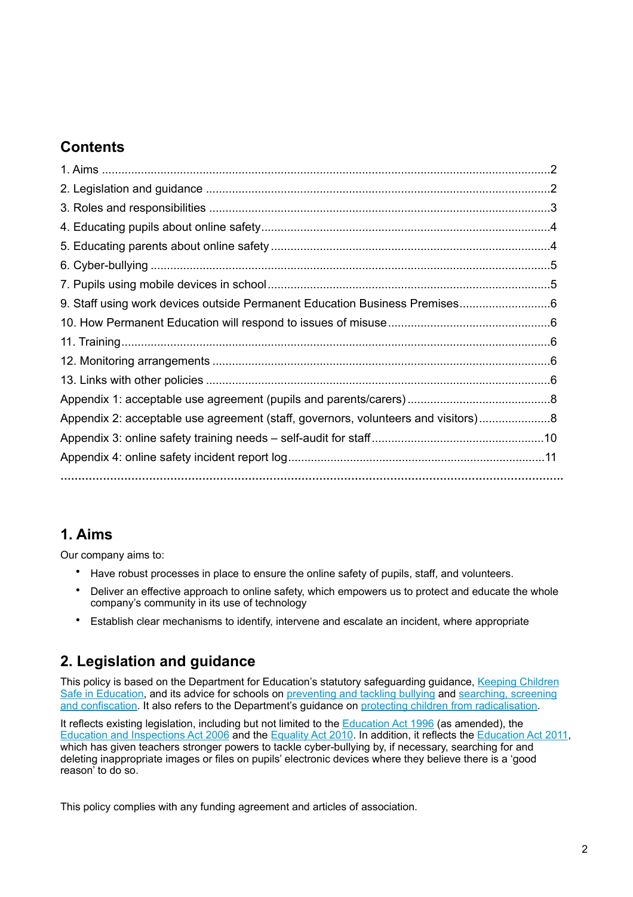## Contents

1. Aims ........................................................................................................................2
2. Legislation and guidance ........................................................................................2
3. Roles and responsibilities .......................................................................................3
4. Educating pupils about online safety........................................................................4
5. Educating parents about online safety .....................................................................4
6. Cyber-bullying ..........................................................................................................5
7. Pupils using mobile devices in school ......................................................................5
9. Staff using work devices outside Permanent Education Business Premises............................6
10. How Permanent Education will respond to issues of misuse..................................................6
11. Training..................................................................................................................6
12. Monitoring arrangements .......................................................................................6
13. Links with other policies .........................................................................................6

Appendix 1: acceptable use agreement (pupils and parents/carers) ............................................8
Appendix 2: acceptable use agreement (staff, governors, volunteers and visitors)......................8
Appendix 3: online safety training needs – self-audit for staff....................................................10
Appendix 4: online safety incident report log..............................................................................11

## 1. Aims

Our company aims to:

- Have robust processes in place to ensure the online safety of pupils, staff, and volunteers.
- Deliver an effective approach to online safety, which empowers us to protect and educate the whole company's community in its use of technology
- Establish clear mechanisms to identify, intervene and escalate an incident, where appropriate

## 2. Legislation and guidance

This policy is based on the Department for Education's statutory safeguarding guidance, Keeping Children Safe in Education, and its advice for schools on preventing and tackling bullying and searching, screening and confiscation. It also refers to the Department's guidance on protecting children from radicalisation.

It reflects existing legislation, including but not limited to the Education Act 1996 (as amended), the Education and Inspections Act 2006 and the Equality Act 2010. In addition, it reflects the Education Act 2011, which has given teachers stronger powers to tackle cyber-bullying by, if necessary, searching for and deleting inappropriate images or files on pupils' electronic devices where they believe there is a 'good reason' to do so.

This policy complies with any funding agreement and articles of association.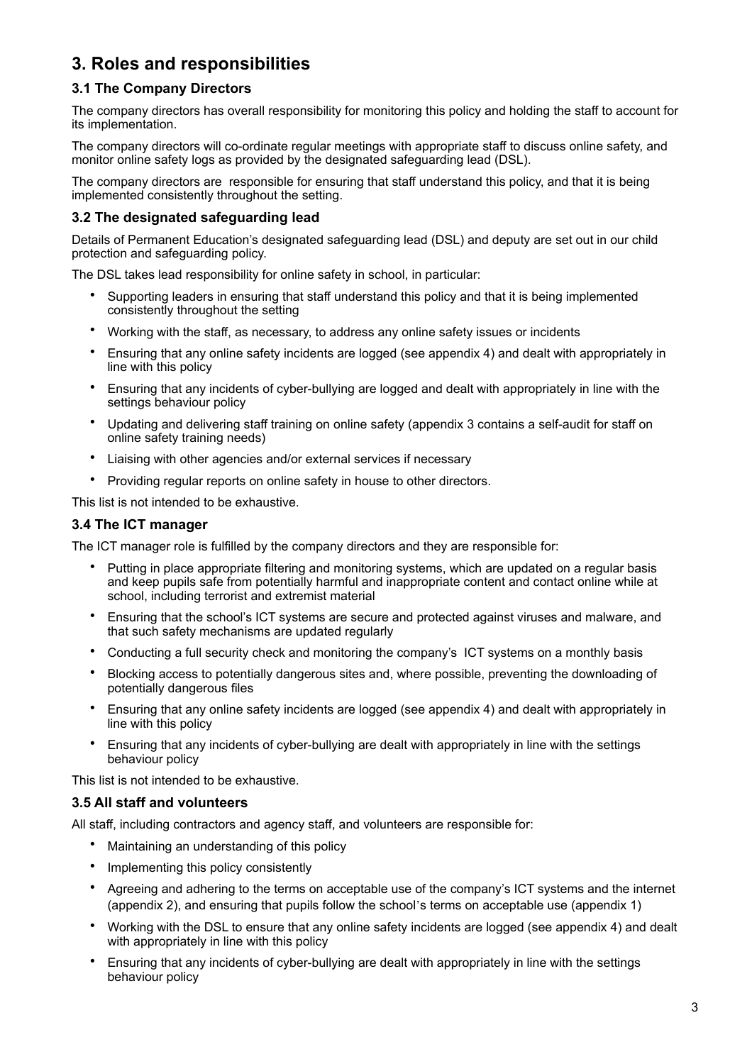## 3. Roles and responsibilities

### 3.1 The Company Directors

The company directors has overall responsibility for monitoring this policy and holding the staff to account for its implementation.

The company directors will co-ordinate regular meetings with appropriate staff to discuss online safety, and monitor online safety logs as provided by the designated safeguarding lead (DSL).

The company directors are  responsible for ensuring that staff understand this policy, and that it is being implemented consistently throughout the setting.

### 3.2 The designated safeguarding lead

Details of Permanent Education's designated safeguarding lead (DSL) and deputy are set out in our child protection and safeguarding policy.

The DSL takes lead responsibility for online safety in school, in particular:

- Supporting leaders in ensuring that staff understand this policy and that it is being implemented consistently throughout the setting
- Working with the staff, as necessary, to address any online safety issues or incidents
- Ensuring that any online safety incidents are logged (see appendix 4) and dealt with appropriately in line with this policy
- Ensuring that any incidents of cyber-bullying are logged and dealt with appropriately in line with the settings behaviour policy
- Updating and delivering staff training on online safety (appendix 3 contains a self-audit for staff on online safety training needs)
- Liaising with other agencies and/or external services if necessary
- Providing regular reports on online safety in house to other directors.

This list is not intended to be exhaustive.

### 3.4 The ICT manager

The ICT manager role is fulfilled by the company directors and they are responsible for:

- Putting in place appropriate filtering and monitoring systems, which are updated on a regular basis and keep pupils safe from potentially harmful and inappropriate content and contact online while at school, including terrorist and extremist material
- Ensuring that the school's ICT systems are secure and protected against viruses and malware, and that such safety mechanisms are updated regularly
- Conducting a full security check and monitoring the company's  ICT systems on a monthly basis
- Blocking access to potentially dangerous sites and, where possible, preventing the downloading of potentially dangerous files
- Ensuring that any online safety incidents are logged (see appendix 4) and dealt with appropriately in line with this policy
- Ensuring that any incidents of cyber-bullying are dealt with appropriately in line with the settings behaviour policy

This list is not intended to be exhaustive.

### 3.5 All staff and volunteers

All staff, including contractors and agency staff, and volunteers are responsible for:

- Maintaining an understanding of this policy
- Implementing this policy consistently
- Agreeing and adhering to the terms on acceptable use of the company's ICT systems and the internet (appendix 2), and ensuring that pupils follow the school's terms on acceptable use (appendix 1)
- Working with the DSL to ensure that any online safety incidents are logged (see appendix 4) and dealt with appropriately in line with this policy
- Ensuring that any incidents of cyber-bullying are dealt with appropriately in line with the settings behaviour policy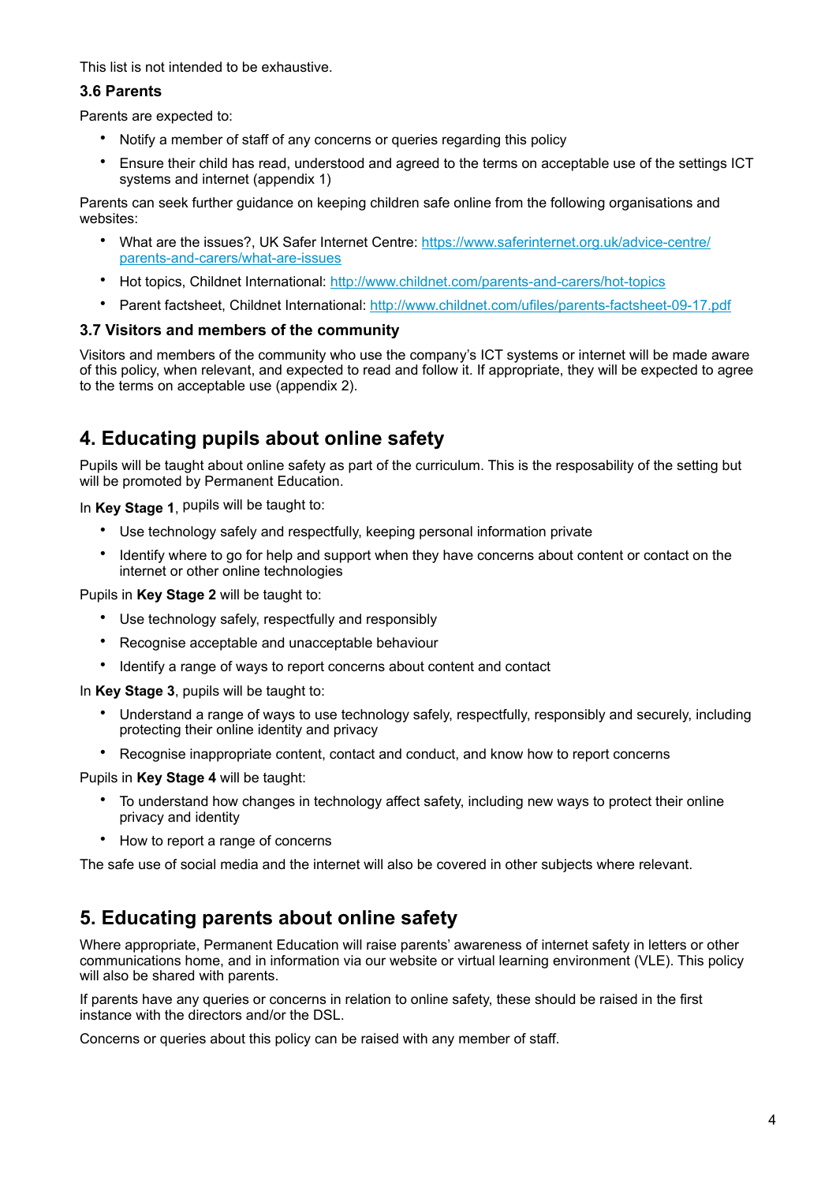This list is not intended to be exhaustive.

### 3.6 Parents

Parents are expected to:

- Notify a member of staff of any concerns or queries regarding this policy
- Ensure their child has read, understood and agreed to the terms on acceptable use of the settings ICT systems and internet (appendix 1)

Parents can seek further guidance on keeping children safe online from the following organisations and websites:

- What are the issues?, UK Safer Internet Centre: https://www.saferinternet.org.uk/advice-centre/parents-and-carers/what-are-issues
- Hot topics, Childnet International: http://www.childnet.com/parents-and-carers/hot-topics
- Parent factsheet, Childnet International: http://www.childnet.com/ufiles/parents-factsheet-09-17.pdf

### 3.7 Visitors and members of the community

Visitors and members of the community who use the company's ICT systems or internet will be made aware of this policy, when relevant, and expected to read and follow it. If appropriate, they will be expected to agree to the terms on acceptable use (appendix 2).

## 4. Educating pupils about online safety

Pupils will be taught about online safety as part of the curriculum. This is the resposability of the setting but will be promoted by Permanent Education.

In **Key Stage 1**, pupils will be taught to:

- Use technology safely and respectfully, keeping personal information private
- Identify where to go for help and support when they have concerns about content or contact on the internet or other online technologies

Pupils in **Key Stage 2** will be taught to:

- Use technology safely, respectfully and responsibly
- Recognise acceptable and unacceptable behaviour
- Identify a range of ways to report concerns about content and contact

In **Key Stage 3**, pupils will be taught to:

- Understand a range of ways to use technology safely, respectfully, responsibly and securely, including protecting their online identity and privacy
- Recognise inappropriate content, contact and conduct, and know how to report concerns

Pupils in **Key Stage 4** will be taught:

- To understand how changes in technology affect safety, including new ways to protect their online privacy and identity
- How to report a range of concerns

The safe use of social media and the internet will also be covered in other subjects where relevant.

## 5. Educating parents about online safety

Where appropriate, Permanent Education will raise parents' awareness of internet safety in letters or other communications home, and in information via our website or virtual learning environment (VLE). This policy will also be shared with parents.

If parents have any queries or concerns in relation to online safety, these should be raised in the first instance with the directors and/or the DSL.

Concerns or queries about this policy can be raised with any member of staff.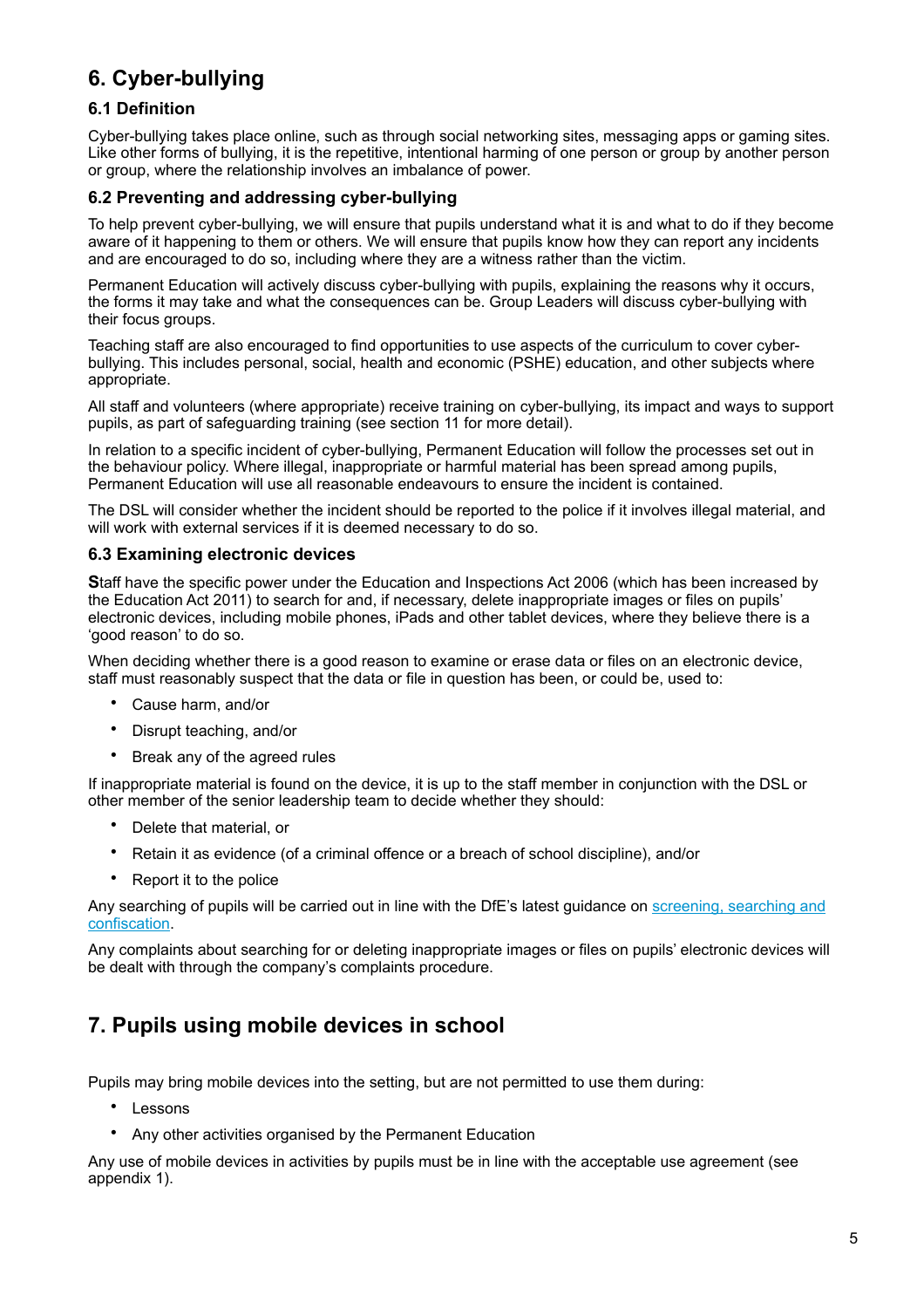## 6. Cyber-bullying

### 6.1 Definition

Cyber-bullying takes place online, such as through social networking sites, messaging apps or gaming sites. Like other forms of bullying, it is the repetitive, intentional harming of one person or group by another person or group, where the relationship involves an imbalance of power.

### 6.2 Preventing and addressing cyber-bullying

To help prevent cyber-bullying, we will ensure that pupils understand what it is and what to do if they become aware of it happening to them or others. We will ensure that pupils know how they can report any incidents and are encouraged to do so, including where they are a witness rather than the victim.

Permanent Education will actively discuss cyber-bullying with pupils, explaining the reasons why it occurs, the forms it may take and what the consequences can be. Group Leaders will discuss cyber-bullying with their focus groups.

Teaching staff are also encouraged to find opportunities to use aspects of the curriculum to cover cyber-bullying. This includes personal, social, health and economic (PSHE) education, and other subjects where appropriate.

All staff and volunteers (where appropriate) receive training on cyber-bullying, its impact and ways to support pupils, as part of safeguarding training (see section 11 for more detail).

In relation to a specific incident of cyber-bullying, Permanent Education will follow the processes set out in the behaviour policy. Where illegal, inappropriate or harmful material has been spread among pupils, Permanent Education will use all reasonable endeavours to ensure the incident is contained.

The DSL will consider whether the incident should be reported to the police if it involves illegal material, and will work with external services if it is deemed necessary to do so.

### 6.3 Examining electronic devices

**S**taff have the specific power under the Education and Inspections Act 2006 (which has been increased by the Education Act 2011) to search for and, if necessary, delete inappropriate images or files on pupils' electronic devices, including mobile phones, iPads and other tablet devices, where they believe there is a 'good reason' to do so.

When deciding whether there is a good reason to examine or erase data or files on an electronic device, staff must reasonably suspect that the data or file in question has been, or could be, used to:

- Cause harm, and/or
- Disrupt teaching, and/or
- Break any of the agreed rules

If inappropriate material is found on the device, it is up to the staff member in conjunction with the DSL or other member of the senior leadership team to decide whether they should:

- Delete that material, or
- Retain it as evidence (of a criminal offence or a breach of school discipline), and/or
- Report it to the police

Any searching of pupils will be carried out in line with the DfE's latest guidance on [screening, searching and confiscation](screening, searching and confiscation).

Any complaints about searching for or deleting inappropriate images or files on pupils' electronic devices will be dealt with through the company's complaints procedure.

## 7. Pupils using mobile devices in school

Pupils may bring mobile devices into the setting, but are not permitted to use them during:

- Lessons
- Any other activities organised by the Permanent Education

Any use of mobile devices in activities by pupils must be in line with the acceptable use agreement (see appendix 1).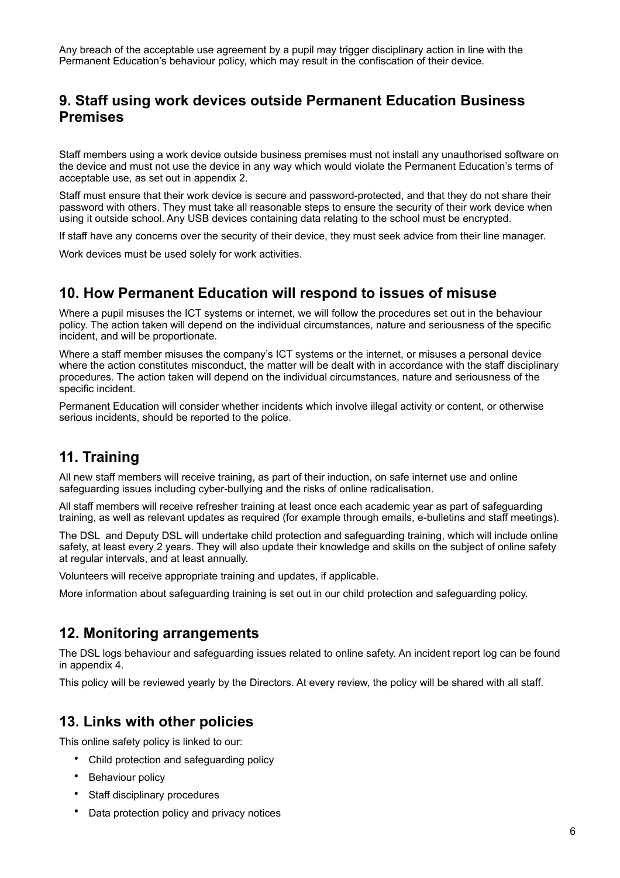Any breach of the acceptable use agreement by a pupil may trigger disciplinary action in line with the Permanent Education's behaviour policy, which may result in the confiscation of their device.

## 9. Staff using work devices outside Permanent Education Business Premises

Staff members using a work device outside business premises must not install any unauthorised software on the device and must not use the device in any way which would violate the Permanent Education's terms of acceptable use, as set out in appendix 2.

Staff must ensure that their work device is secure and password-protected, and that they do not share their password with others. They must take all reasonable steps to ensure the security of their work device when using it outside school. Any USB devices containing data relating to the school must be encrypted.

If staff have any concerns over the security of their device, they must seek advice from their line manager.

Work devices must be used solely for work activities.

## 10. How Permanent Education will respond to issues of misuse

Where a pupil misuses the ICT systems or internet, we will follow the procedures set out in the behaviour policy. The action taken will depend on the individual circumstances, nature and seriousness of the specific incident, and will be proportionate.

Where a staff member misuses the company's ICT systems or the internet, or misuses a personal device where the action constitutes misconduct, the matter will be dealt with in accordance with the staff disciplinary procedures. The action taken will depend on the individual circumstances, nature and seriousness of the specific incident.

Permanent Education will consider whether incidents which involve illegal activity or content, or otherwise serious incidents, should be reported to the police.

## 11. Training

All new staff members will receive training, as part of their induction, on safe internet use and online safeguarding issues including cyber-bullying and the risks of online radicalisation.

All staff members will receive refresher training at least once each academic year as part of safeguarding training, as well as relevant updates as required (for example through emails, e-bulletins and staff meetings).

The DSL and Deputy DSL will undertake child protection and safeguarding training, which will include online safety, at least every 2 years. They will also update their knowledge and skills on the subject of online safety at regular intervals, and at least annually.

Volunteers will receive appropriate training and updates, if applicable.

More information about safeguarding training is set out in our child protection and safeguarding policy.

## 12. Monitoring arrangements

The DSL logs behaviour and safeguarding issues related to online safety. An incident report log can be found in appendix 4.

This policy will be reviewed yearly by the Directors. At every review, the policy will be shared with all staff.

## 13. Links with other policies

This online safety policy is linked to our:

- Child protection and safeguarding policy
- Behaviour policy
- Staff disciplinary procedures
- Data protection policy and privacy notices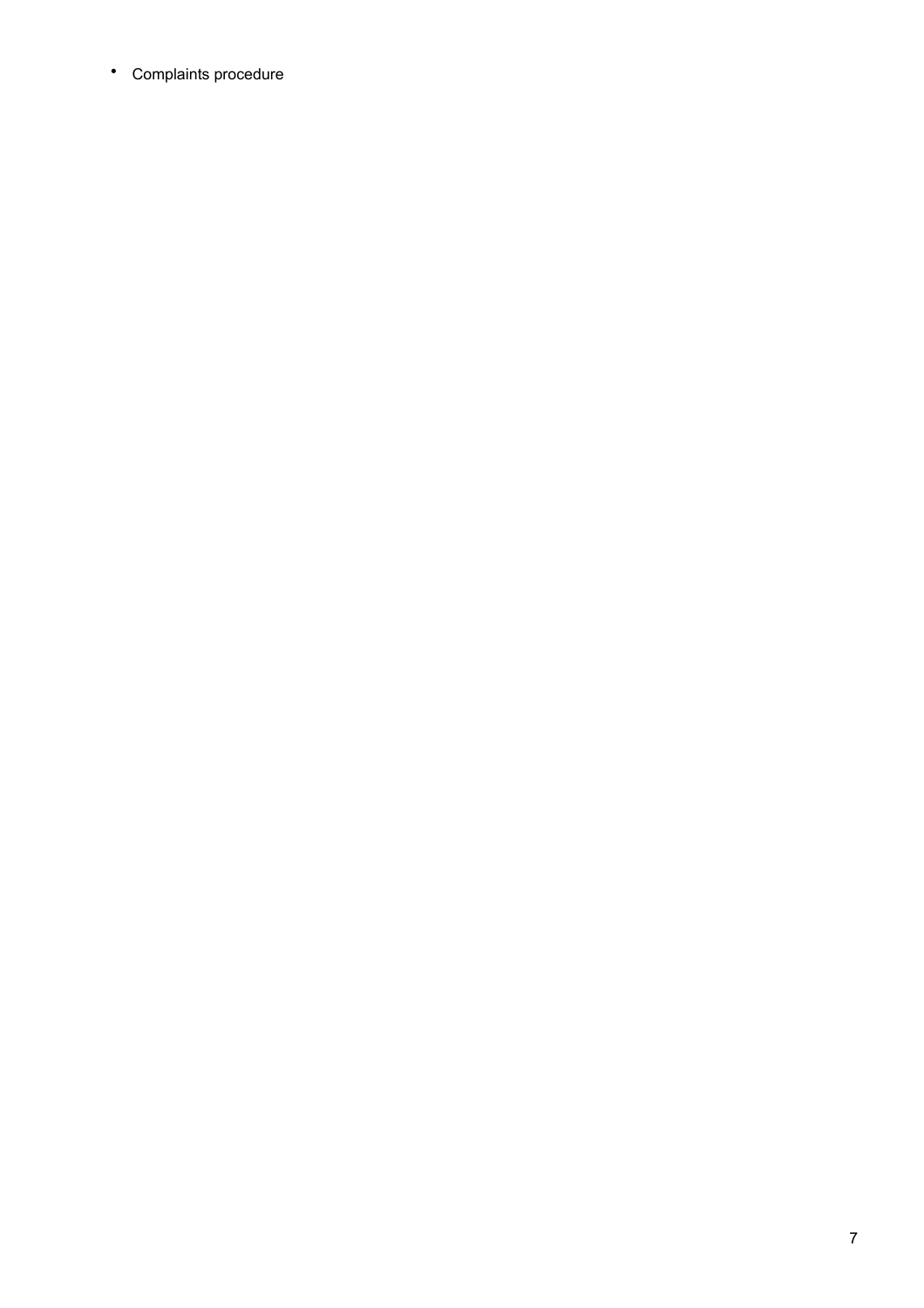- Complaints procedure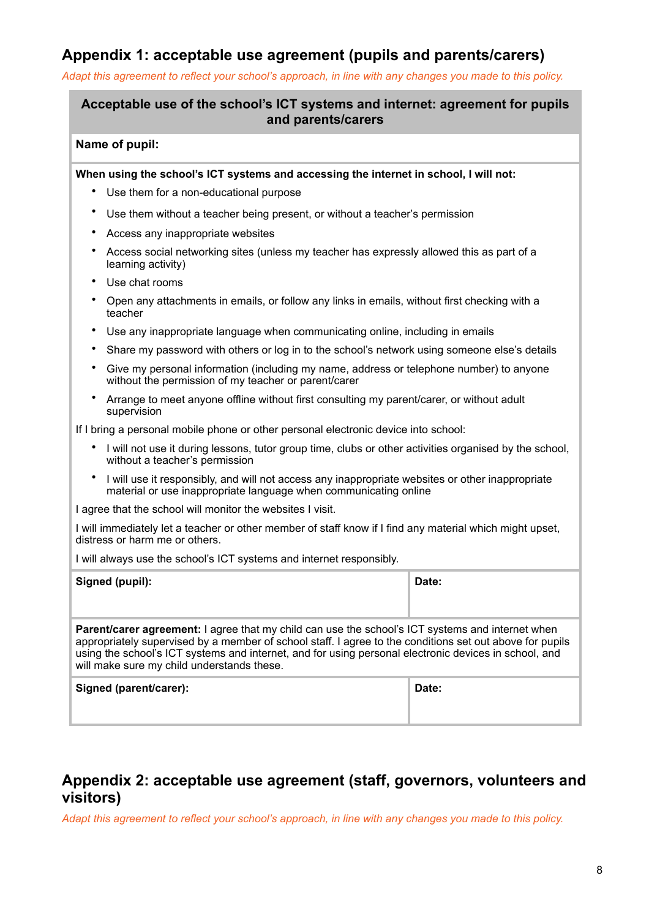## Appendix 1: acceptable use agreement (pupils and parents/carers)

*Adapt this agreement to reflect your school's approach, in line with any changes you made to this policy.*

| **Acceptable use of the school's ICT systems and internet: agreement for pupils and parents/carers** | |
|---|---|
| **Name of pupil:** | |

**When using the school's ICT systems and accessing the internet in school, I will not:**

- Use them for a non-educational purpose
- Use them without a teacher being present, or without a teacher's permission
- Access any inappropriate websites
- Access social networking sites (unless my teacher has expressly allowed this as part of a learning activity)
- Use chat rooms
- Open any attachments in emails, or follow any links in emails, without first checking with a teacher
- Use any inappropriate language when communicating online, including in emails
- Share my password with others or log in to the school's network using someone else's details
- Give my personal information (including my name, address or telephone number) to anyone without the permission of my teacher or parent/carer
- Arrange to meet anyone offline without first consulting my parent/carer, or without adult supervision

If I bring a personal mobile phone or other personal electronic device into school:

- I will not use it during lessons, tutor group time, clubs or other activities organised by the school, without a teacher's permission
- I will use it responsibly, and will not access any inappropriate websites or other inappropriate material or use inappropriate language when communicating online

I agree that the school will monitor the websites I visit.

I will immediately let a teacher or other member of staff know if I find any material which might upset, distress or harm me or others.

I will always use the school's ICT systems and internet responsibly.

| **Signed (pupil):** | **Date:** |
|---|---|
| | |

**Parent/carer agreement:** I agree that my child can use the school's ICT systems and internet when appropriately supervised by a member of school staff. I agree to the conditions set out above for pupils using the school's ICT systems and internet, and for using personal electronic devices in school, and will make sure my child understands these.

| **Signed (parent/carer):** | **Date:** |
|---|---|
| | |

## Appendix 2: acceptable use agreement (staff, governors, volunteers and visitors)

*Adapt this agreement to reflect your school's approach, in line with any changes you made to this policy.*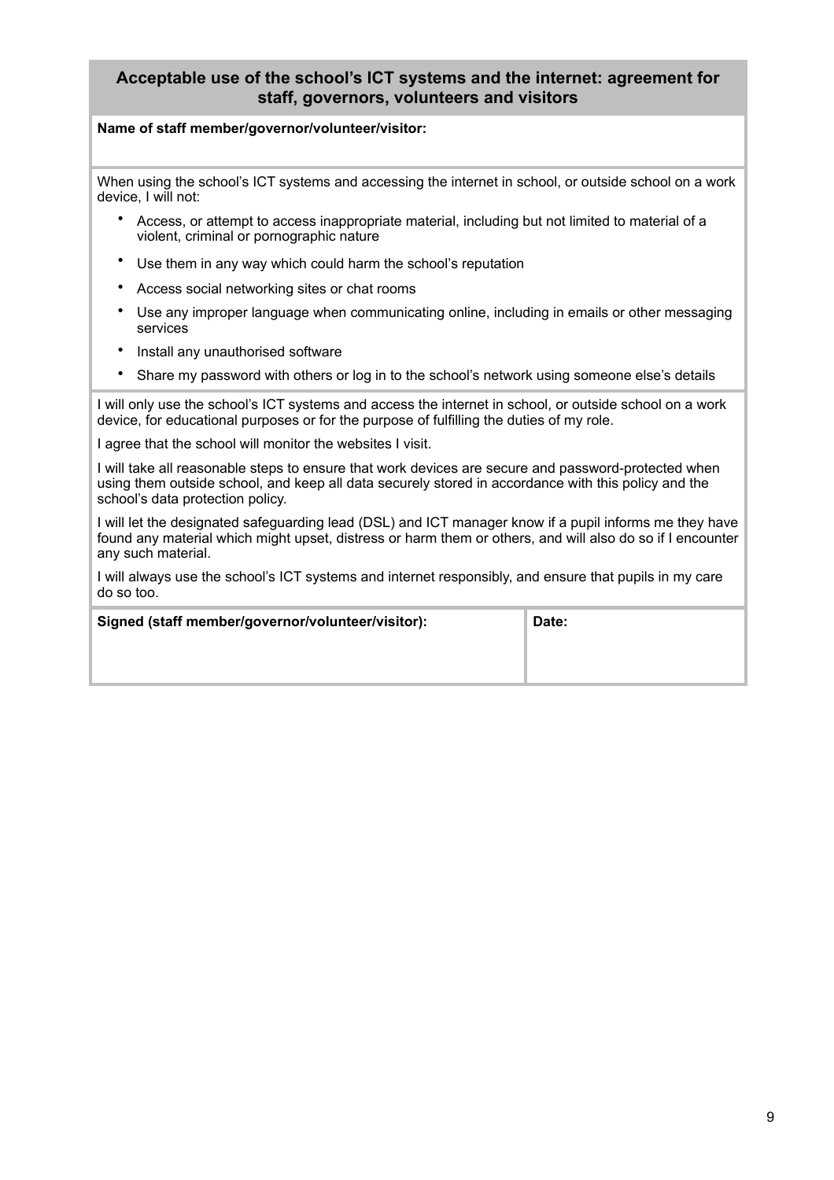## Acceptable use of the school's ICT systems and the internet: agreement for staff, governors, volunteers and visitors

**Name of staff member/governor/volunteer/visitor:**

When using the school's ICT systems and accessing the internet in school, or outside school on a work device, I will not:

- Access, or attempt to access inappropriate material, including but not limited to material of a violent, criminal or pornographic nature
- Use them in any way which could harm the school's reputation
- Access social networking sites or chat rooms
- Use any improper language when communicating online, including in emails or other messaging services
- Install any unauthorised software
- Share my password with others or log in to the school's network using someone else's details

I will only use the school's ICT systems and access the internet in school, or outside school on a work device, for educational purposes or for the purpose of fulfilling the duties of my role.

I agree that the school will monitor the websites I visit.

I will take all reasonable steps to ensure that work devices are secure and password-protected when using them outside school, and keep all data securely stored in accordance with this policy and the school's data protection policy.

I will let the designated safeguarding lead (DSL) and ICT manager know if a pupil informs me they have found any material which might upset, distress or harm them or others, and will also do so if I encounter any such material.

I will always use the school's ICT systems and internet responsibly, and ensure that pupils in my care do so too.

| **Signed (staff member/governor/volunteer/visitor):** | **Date:** |
| --- | --- |
| | |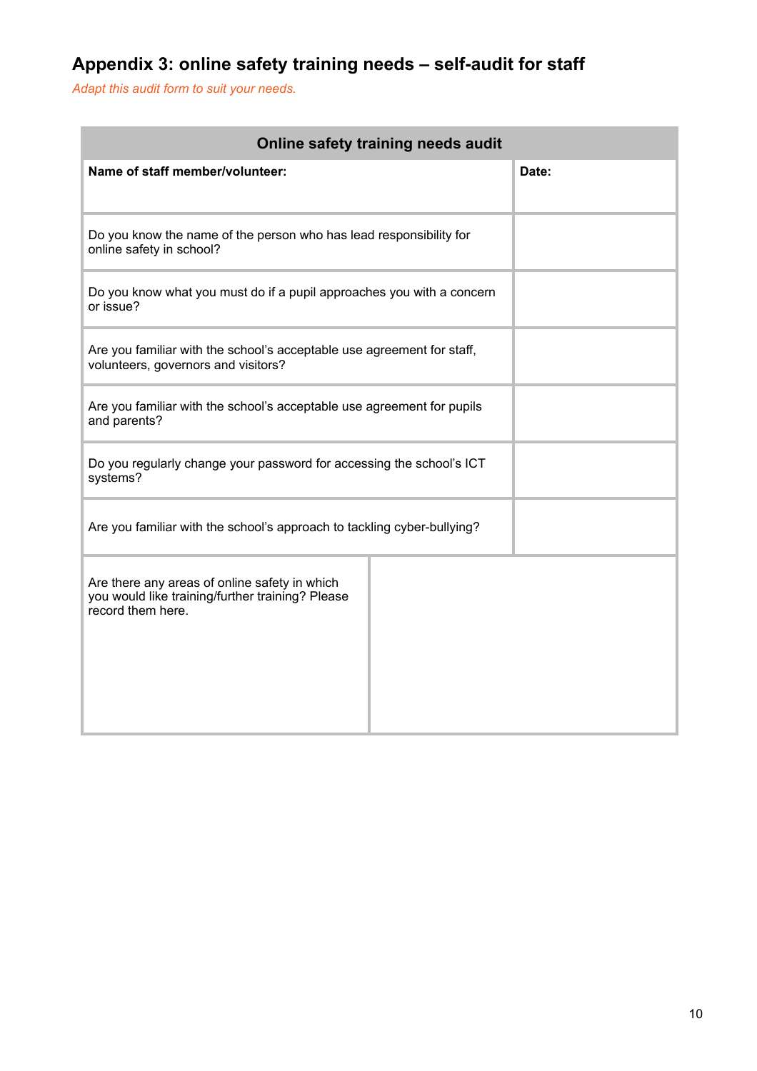## Appendix 3: online safety training needs – self-audit for staff

*Adapt this audit form to suit your needs.*

| Online safety training needs audit | |
|---|---|
| **Name of staff member/volunteer:** | **Date:** |
| Do you know the name of the person who has lead responsibility for online safety in school? | |
| Do you know what you must do if a pupil approaches you with a concern or issue? | |
| Are you familiar with the school's acceptable use agreement for staff, volunteers, governors and visitors? | |
| Are you familiar with the school's acceptable use agreement for pupils and parents? | |
| Do you regularly change your password for accessing the school's ICT systems? | |
| Are you familiar with the school's approach to tackling cyber-bullying? | |
| Are there any areas of online safety in which you would like training/further training? Please record them here. | |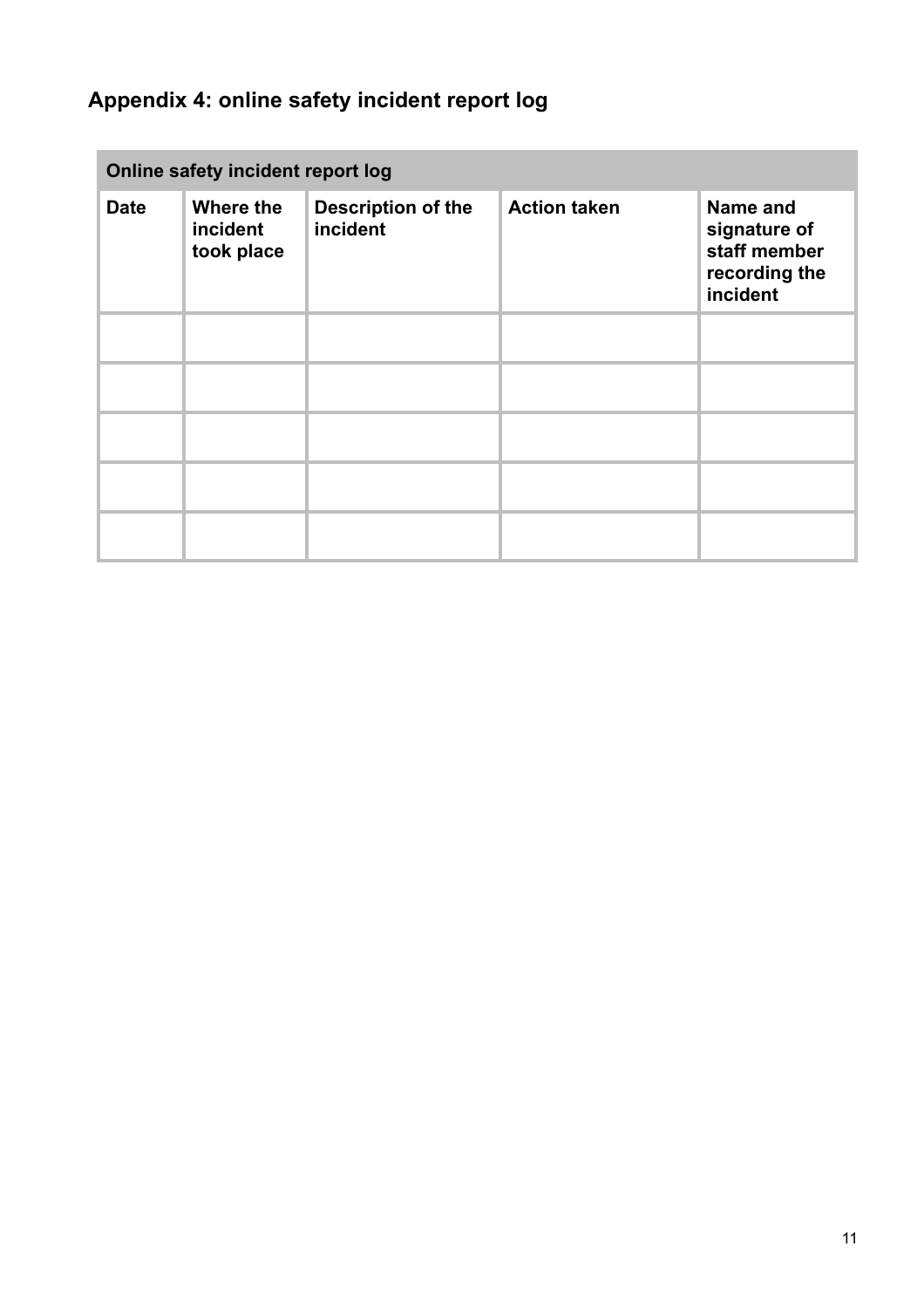## Appendix 4: online safety incident report log

| Online safety incident report log | | | | |
|---|---|---|---|---|
| **Date** | **Where the incident took place** | **Description of the incident** | **Action taken** | **Name and signature of staff member recording the incident** |
| | | | | |
| | | | | |
| | | | | |
| | | | | |
| | | | | |